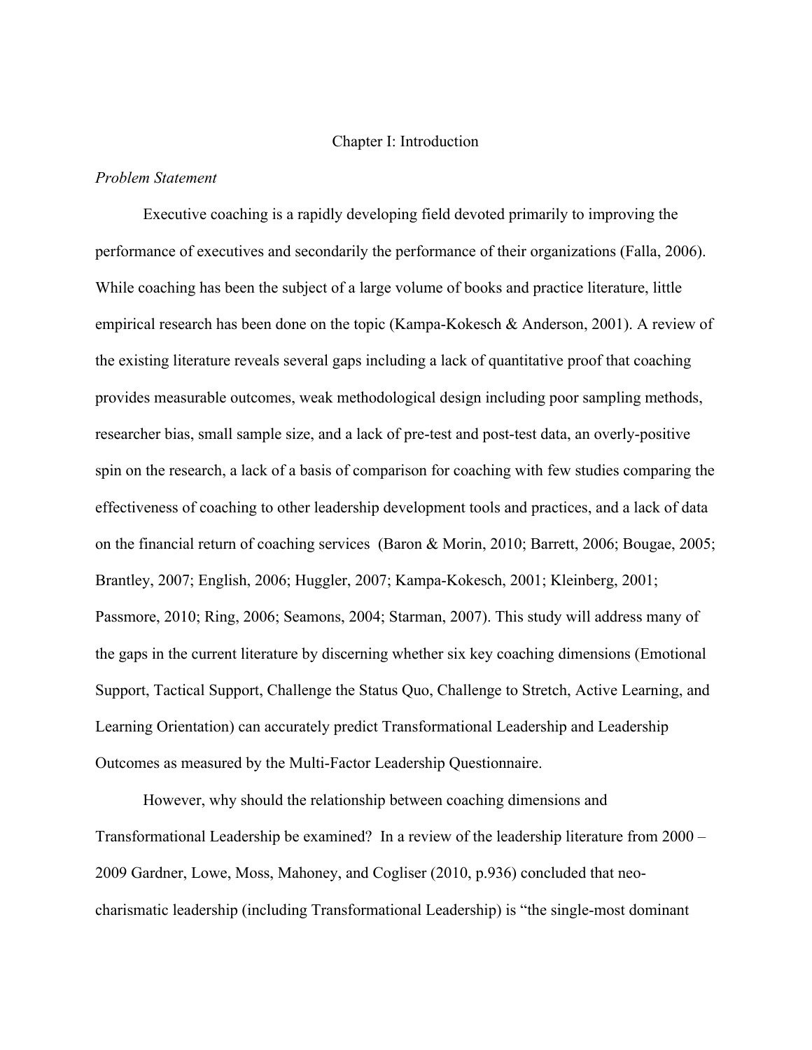# Chapter I: Introduction

*Problem Statement*

Executive coaching is a rapidly developing field devoted primarily to improving the performance of executives and secondarily the performance of their organizations (Falla, 2006). While coaching has been the subject of a large volume of books and practice literature, little empirical research has been done on the topic (Kampa-Kokesch & Anderson, 2001). A review of the existing literature reveals several gaps including a lack of quantitative proof that coaching provides measurable outcomes, weak methodological design including poor sampling methods, researcher bias, small sample size, and a lack of pre-test and post-test data, an overly-positive spin on the research, a lack of a basis of comparison for coaching with few studies comparing the effectiveness of coaching to other leadership development tools and practices, and a lack of data on the financial return of coaching services (Baron & Morin, 2010; Barrett, 2006; Bougae, 2005; Brantley, 2007; English, 2006; Huggler, 2007; Kampa-Kokesch, 2001; Kleinberg, 2001; Passmore, 2010; Ring, 2006; Seamons, 2004; Starman, 2007). This study will address many of the gaps in the current literature by discerning whether six key coaching dimensions (Emotional Support, Tactical Support, Challenge the Status Quo, Challenge to Stretch, Active Learning, and Learning Orientation) can accurately predict Transformational Leadership and Leadership Outcomes as measured by the Multi-Factor Leadership Questionnaire.

However, why should the relationship between coaching dimensions and Transformational Leadership be examined? In a review of the leadership literature from 2000 – 2009 Gardner, Lowe, Moss, Mahoney, and Cogliser (2010, p.936) concluded that neo-charismatic leadership (including Transformational Leadership) is "the single-most dominant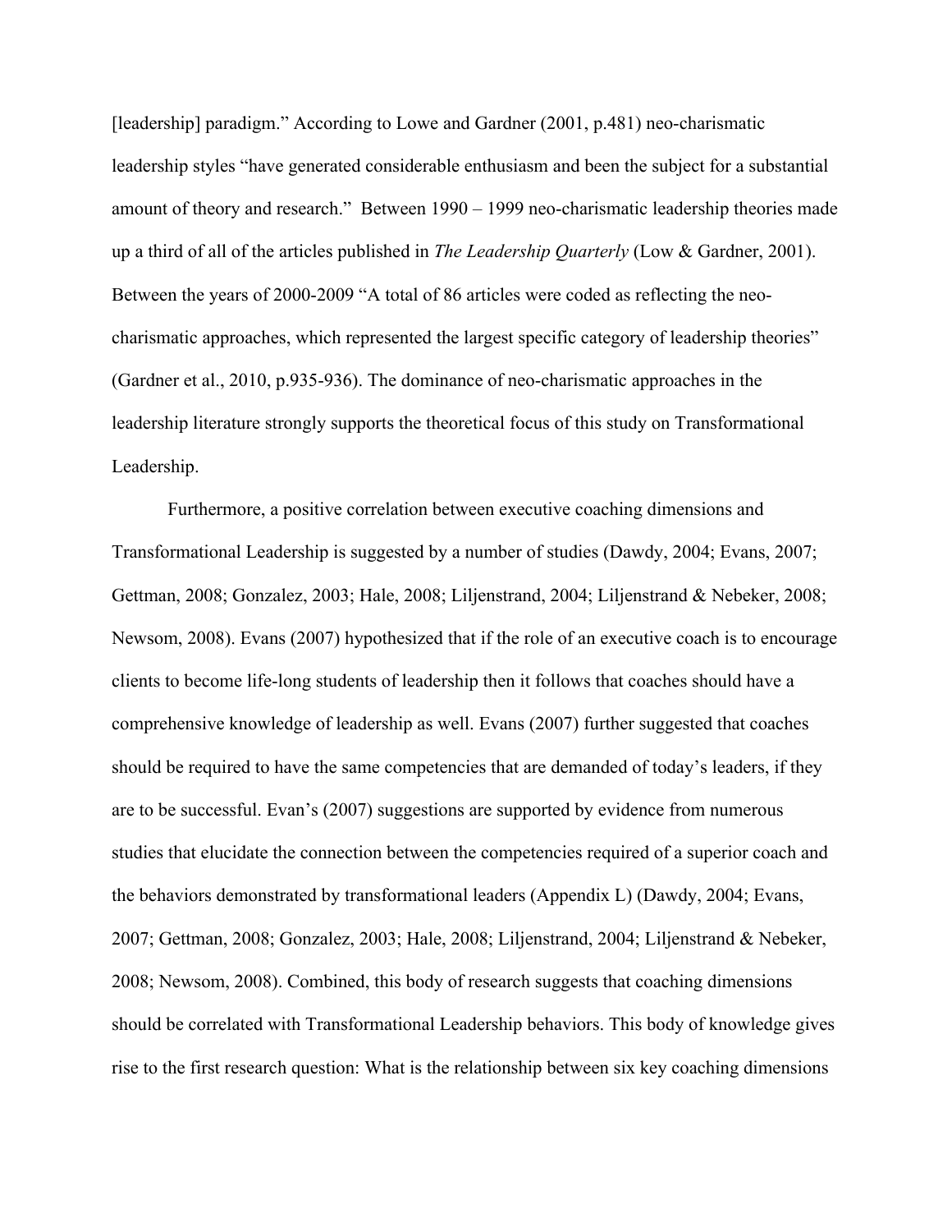[leadership] paradigm." According to Lowe and Gardner (2001, p.481) neo-charismatic leadership styles "have generated considerable enthusiasm and been the subject for a substantial amount of theory and research." Between 1990 – 1999 neo-charismatic leadership theories made up a third of all of the articles published in *The Leadership Quarterly* (Low & Gardner, 2001). Between the years of 2000-2009 "A total of 86 articles were coded as reflecting the neo-charismatic approaches, which represented the largest specific category of leadership theories" (Gardner et al., 2010, p.935-936). The dominance of neo-charismatic approaches in the leadership literature strongly supports the theoretical focus of this study on Transformational Leadership.

Furthermore, a positive correlation between executive coaching dimensions and Transformational Leadership is suggested by a number of studies (Dawdy, 2004; Evans, 2007; Gettman, 2008; Gonzalez, 2003; Hale, 2008; Liljenstrand, 2004; Liljenstrand & Nebeker, 2008; Newsom, 2008). Evans (2007) hypothesized that if the role of an executive coach is to encourage clients to become life-long students of leadership then it follows that coaches should have a comprehensive knowledge of leadership as well. Evans (2007) further suggested that coaches should be required to have the same competencies that are demanded of today's leaders, if they are to be successful. Evan's (2007) suggestions are supported by evidence from numerous studies that elucidate the connection between the competencies required of a superior coach and the behaviors demonstrated by transformational leaders (Appendix L) (Dawdy, 2004; Evans, 2007; Gettman, 2008; Gonzalez, 2003; Hale, 2008; Liljenstrand, 2004; Liljenstrand & Nebeker, 2008; Newsom, 2008). Combined, this body of research suggests that coaching dimensions should be correlated with Transformational Leadership behaviors. This body of knowledge gives rise to the first research question: What is the relationship between six key coaching dimensions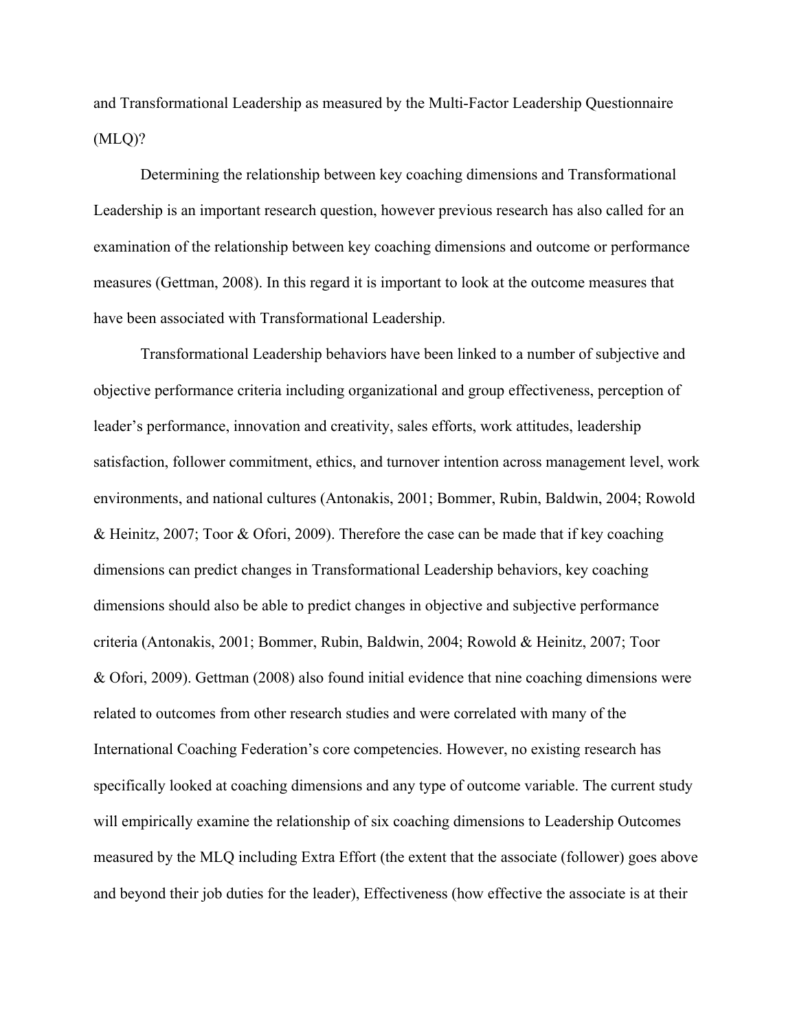and Transformational Leadership as measured by the Multi-Factor Leadership Questionnaire (MLQ)?

Determining the relationship between key coaching dimensions and Transformational Leadership is an important research question, however previous research has also called for an examination of the relationship between key coaching dimensions and outcome or performance measures (Gettman, 2008). In this regard it is important to look at the outcome measures that have been associated with Transformational Leadership.

Transformational Leadership behaviors have been linked to a number of subjective and objective performance criteria including organizational and group effectiveness, perception of leader's performance, innovation and creativity, sales efforts, work attitudes, leadership satisfaction, follower commitment, ethics, and turnover intention across management level, work environments, and national cultures (Antonakis, 2001; Bommer, Rubin, Baldwin, 2004; Rowold & Heinitz, 2007; Toor & Ofori, 2009). Therefore the case can be made that if key coaching dimensions can predict changes in Transformational Leadership behaviors, key coaching dimensions should also be able to predict changes in objective and subjective performance criteria (Antonakis, 2001; Bommer, Rubin, Baldwin, 2004; Rowold & Heinitz, 2007; Toor & Ofori, 2009). Gettman (2008) also found initial evidence that nine coaching dimensions were related to outcomes from other research studies and were correlated with many of the International Coaching Federation's core competencies. However, no existing research has specifically looked at coaching dimensions and any type of outcome variable. The current study will empirically examine the relationship of six coaching dimensions to Leadership Outcomes measured by the MLQ including Extra Effort (the extent that the associate (follower) goes above and beyond their job duties for the leader), Effectiveness (how effective the associate is at their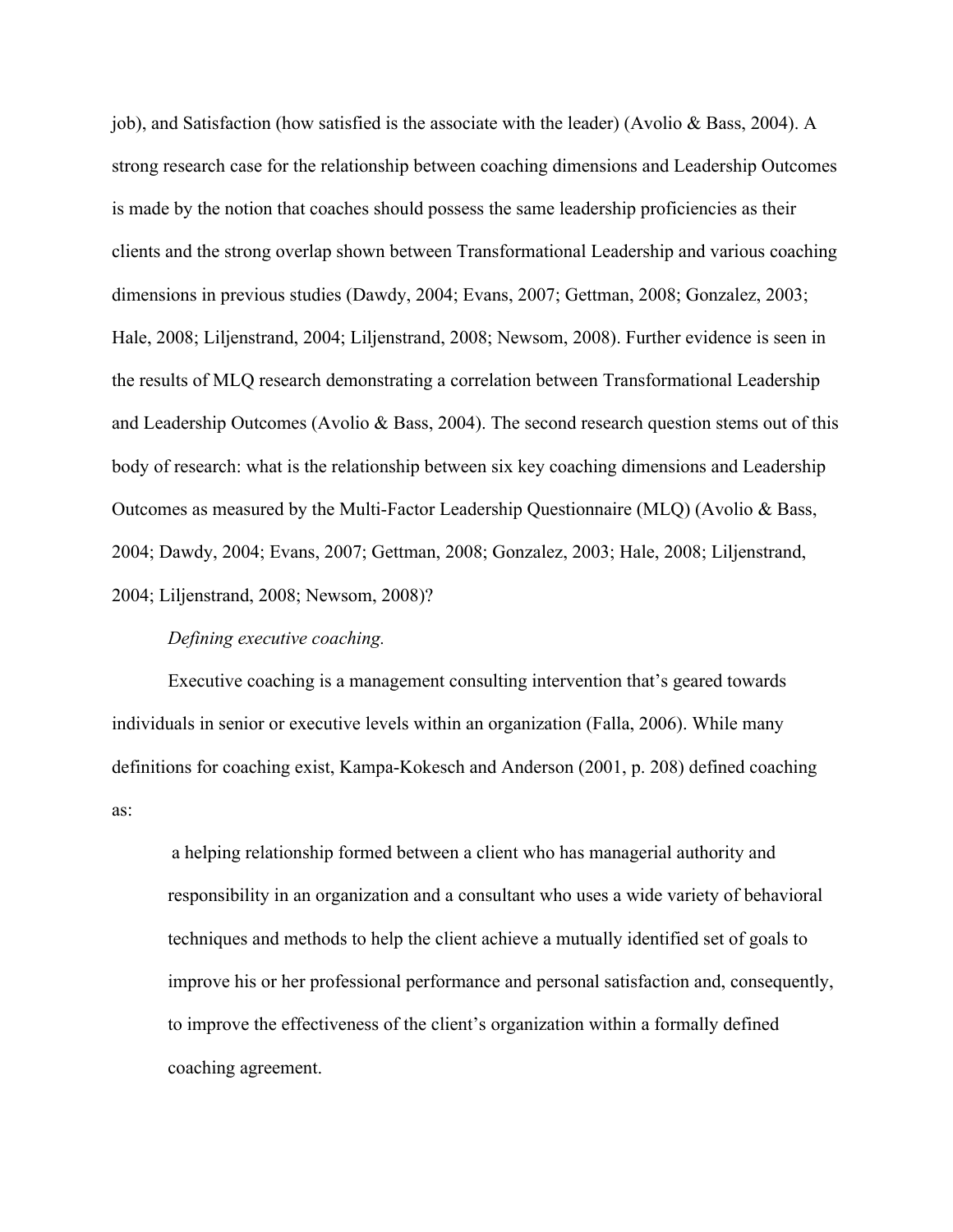job), and Satisfaction (how satisfied is the associate with the leader) (Avolio & Bass, 2004). A strong research case for the relationship between coaching dimensions and Leadership Outcomes is made by the notion that coaches should possess the same leadership proficiencies as their clients and the strong overlap shown between Transformational Leadership and various coaching dimensions in previous studies (Dawdy, 2004; Evans, 2007; Gettman, 2008; Gonzalez, 2003; Hale, 2008; Liljenstrand, 2004; Liljenstrand, 2008; Newsom, 2008). Further evidence is seen in the results of MLQ research demonstrating a correlation between Transformational Leadership and Leadership Outcomes (Avolio & Bass, 2004). The second research question stems out of this body of research: what is the relationship between six key coaching dimensions and Leadership Outcomes as measured by the Multi-Factor Leadership Questionnaire (MLQ) (Avolio & Bass, 2004; Dawdy, 2004; Evans, 2007; Gettman, 2008; Gonzalez, 2003; Hale, 2008; Liljenstrand, 2004; Liljenstrand, 2008; Newsom, 2008)?

*Defining executive coaching.*

Executive coaching is a management consulting intervention that's geared towards individuals in senior or executive levels within an organization (Falla, 2006). While many definitions for coaching exist, Kampa-Kokesch and Anderson (2001, p. 208) defined coaching as:

> a helping relationship formed between a client who has managerial authority and responsibility in an organization and a consultant who uses a wide variety of behavioral techniques and methods to help the client achieve a mutually identified set of goals to improve his or her professional performance and personal satisfaction and, consequently, to improve the effectiveness of the client's organization within a formally defined coaching agreement.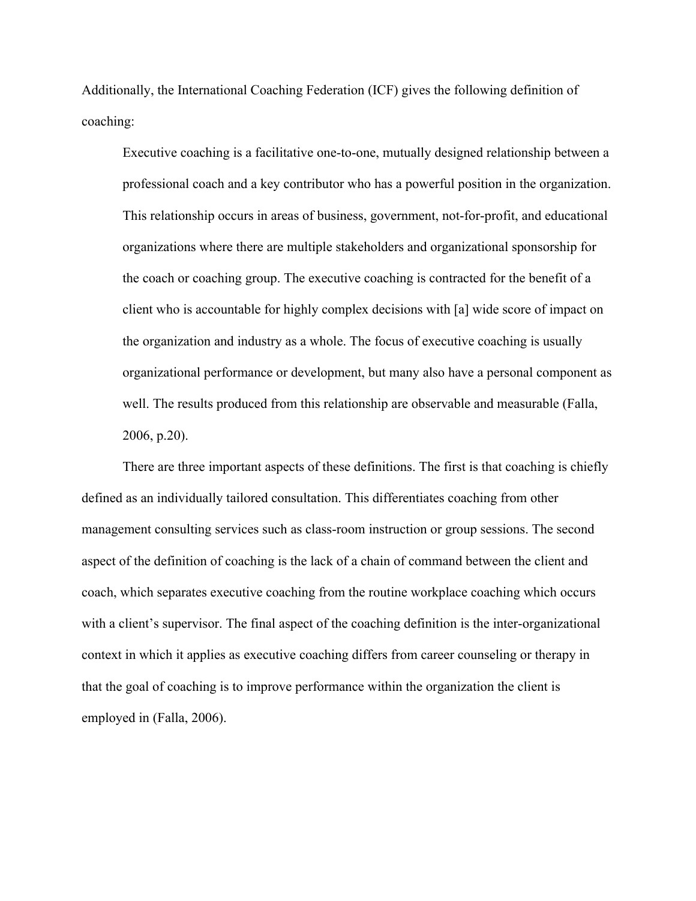Additionally, the International Coaching Federation (ICF) gives the following definition of coaching:

> Executive coaching is a facilitative one-to-one, mutually designed relationship between a professional coach and a key contributor who has a powerful position in the organization. This relationship occurs in areas of business, government, not-for-profit, and educational organizations where there are multiple stakeholders and organizational sponsorship for the coach or coaching group. The executive coaching is contracted for the benefit of a client who is accountable for highly complex decisions with [a] wide score of impact on the organization and industry as a whole. The focus of executive coaching is usually organizational performance or development, but many also have a personal component as well. The results produced from this relationship are observable and measurable (Falla, 2006, p.20).

There are three important aspects of these definitions. The first is that coaching is chiefly defined as an individually tailored consultation. This differentiates coaching from other management consulting services such as class-room instruction or group sessions. The second aspect of the definition of coaching is the lack of a chain of command between the client and coach, which separates executive coaching from the routine workplace coaching which occurs with a client's supervisor. The final aspect of the coaching definition is the inter-organizational context in which it applies as executive coaching differs from career counseling or therapy in that the goal of coaching is to improve performance within the organization the client is employed in (Falla, 2006).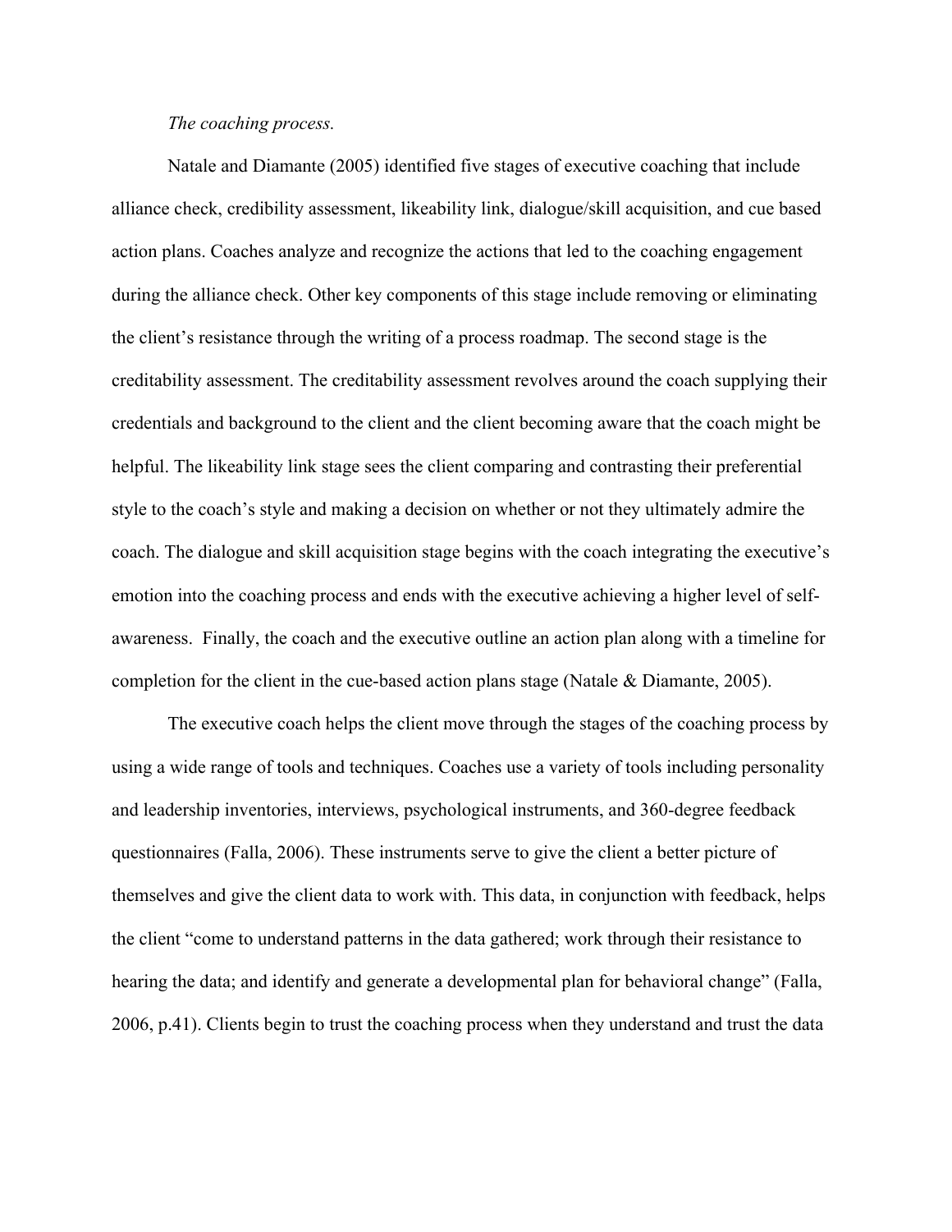*The coaching process.*

Natale and Diamante (2005) identified five stages of executive coaching that include alliance check, credibility assessment, likeability link, dialogue/skill acquisition, and cue based action plans. Coaches analyze and recognize the actions that led to the coaching engagement during the alliance check. Other key components of this stage include removing or eliminating the client's resistance through the writing of a process roadmap. The second stage is the creditability assessment. The creditability assessment revolves around the coach supplying their credentials and background to the client and the client becoming aware that the coach might be helpful. The likeability link stage sees the client comparing and contrasting their preferential style to the coach's style and making a decision on whether or not they ultimately admire the coach. The dialogue and skill acquisition stage begins with the coach integrating the executive's emotion into the coaching process and ends with the executive achieving a higher level of self-awareness. Finally, the coach and the executive outline an action plan along with a timeline for completion for the client in the cue-based action plans stage (Natale & Diamante, 2005).

The executive coach helps the client move through the stages of the coaching process by using a wide range of tools and techniques. Coaches use a variety of tools including personality and leadership inventories, interviews, psychological instruments, and 360-degree feedback questionnaires (Falla, 2006). These instruments serve to give the client a better picture of themselves and give the client data to work with. This data, in conjunction with feedback, helps the client "come to understand patterns in the data gathered; work through their resistance to hearing the data; and identify and generate a developmental plan for behavioral change" (Falla, 2006, p.41). Clients begin to trust the coaching process when they understand and trust the data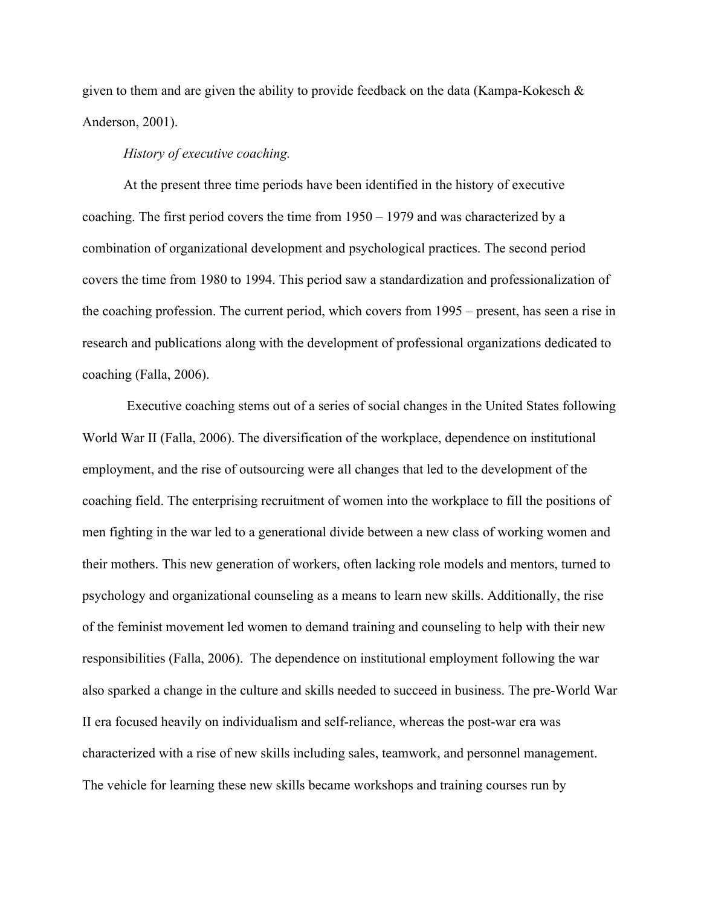given to them and are given the ability to provide feedback on the data (Kampa-Kokesch & Anderson, 2001).

*History of executive coaching.*

At the present three time periods have been identified in the history of executive coaching. The first period covers the time from 1950 – 1979 and was characterized by a combination of organizational development and psychological practices. The second period covers the time from 1980 to 1994. This period saw a standardization and professionalization of the coaching profession. The current period, which covers from 1995 – present, has seen a rise in research and publications along with the development of professional organizations dedicated to coaching (Falla, 2006).

Executive coaching stems out of a series of social changes in the United States following World War II (Falla, 2006). The diversification of the workplace, dependence on institutional employment, and the rise of outsourcing were all changes that led to the development of the coaching field. The enterprising recruitment of women into the workplace to fill the positions of men fighting in the war led to a generational divide between a new class of working women and their mothers. This new generation of workers, often lacking role models and mentors, turned to psychology and organizational counseling as a means to learn new skills. Additionally, the rise of the feminist movement led women to demand training and counseling to help with their new responsibilities (Falla, 2006). The dependence on institutional employment following the war also sparked a change in the culture and skills needed to succeed in business. The pre-World War II era focused heavily on individualism and self-reliance, whereas the post-war era was characterized with a rise of new skills including sales, teamwork, and personnel management. The vehicle for learning these new skills became workshops and training courses run by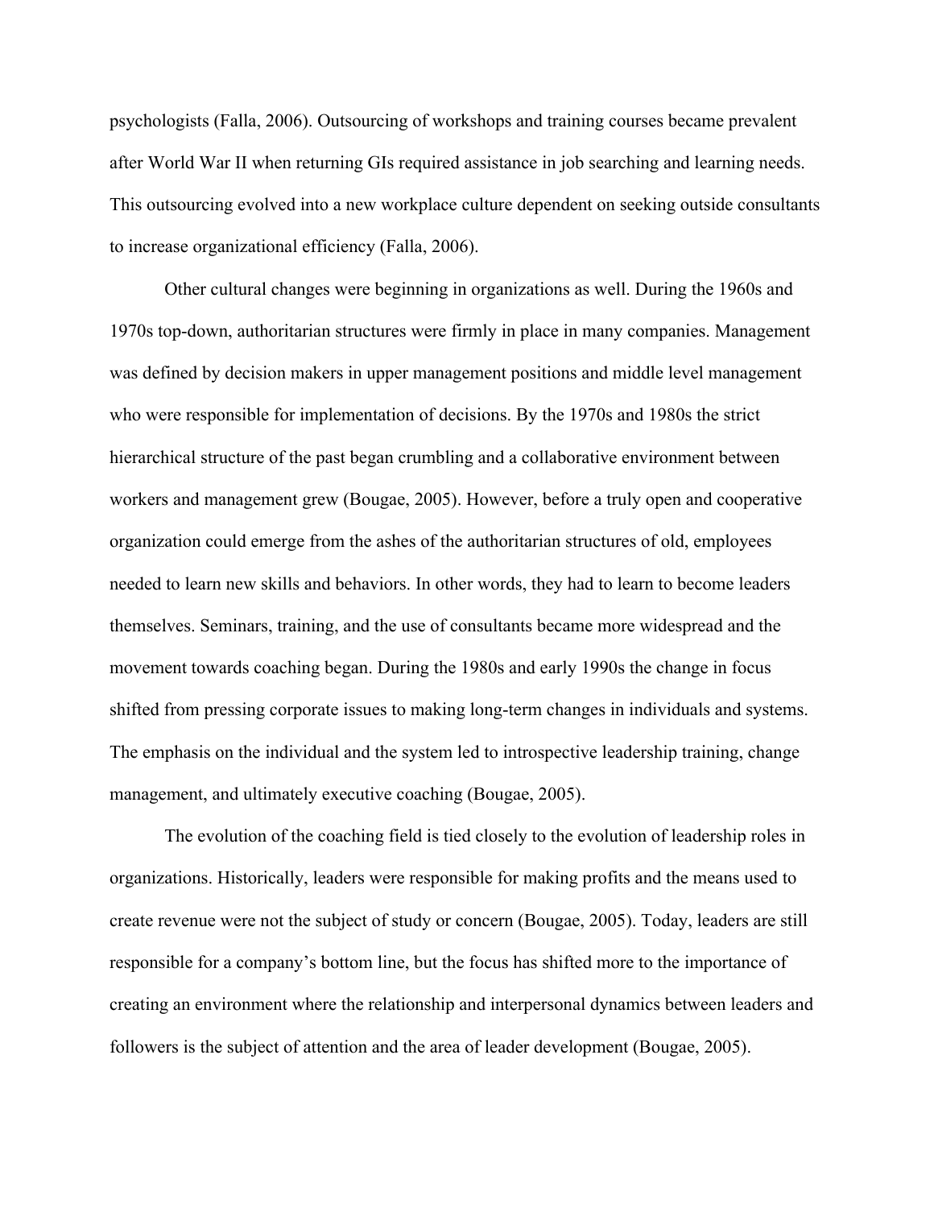psychologists (Falla, 2006). Outsourcing of workshops and training courses became prevalent after World War II when returning GIs required assistance in job searching and learning needs. This outsourcing evolved into a new workplace culture dependent on seeking outside consultants to increase organizational efficiency (Falla, 2006).

Other cultural changes were beginning in organizations as well. During the 1960s and 1970s top-down, authoritarian structures were firmly in place in many companies. Management was defined by decision makers in upper management positions and middle level management who were responsible for implementation of decisions. By the 1970s and 1980s the strict hierarchical structure of the past began crumbling and a collaborative environment between workers and management grew (Bougae, 2005). However, before a truly open and cooperative organization could emerge from the ashes of the authoritarian structures of old, employees needed to learn new skills and behaviors. In other words, they had to learn to become leaders themselves. Seminars, training, and the use of consultants became more widespread and the movement towards coaching began. During the 1980s and early 1990s the change in focus shifted from pressing corporate issues to making long-term changes in individuals and systems. The emphasis on the individual and the system led to introspective leadership training, change management, and ultimately executive coaching (Bougae, 2005).

The evolution of the coaching field is tied closely to the evolution of leadership roles in organizations. Historically, leaders were responsible for making profits and the means used to create revenue were not the subject of study or concern (Bougae, 2005). Today, leaders are still responsible for a company's bottom line, but the focus has shifted more to the importance of creating an environment where the relationship and interpersonal dynamics between leaders and followers is the subject of attention and the area of leader development (Bougae, 2005).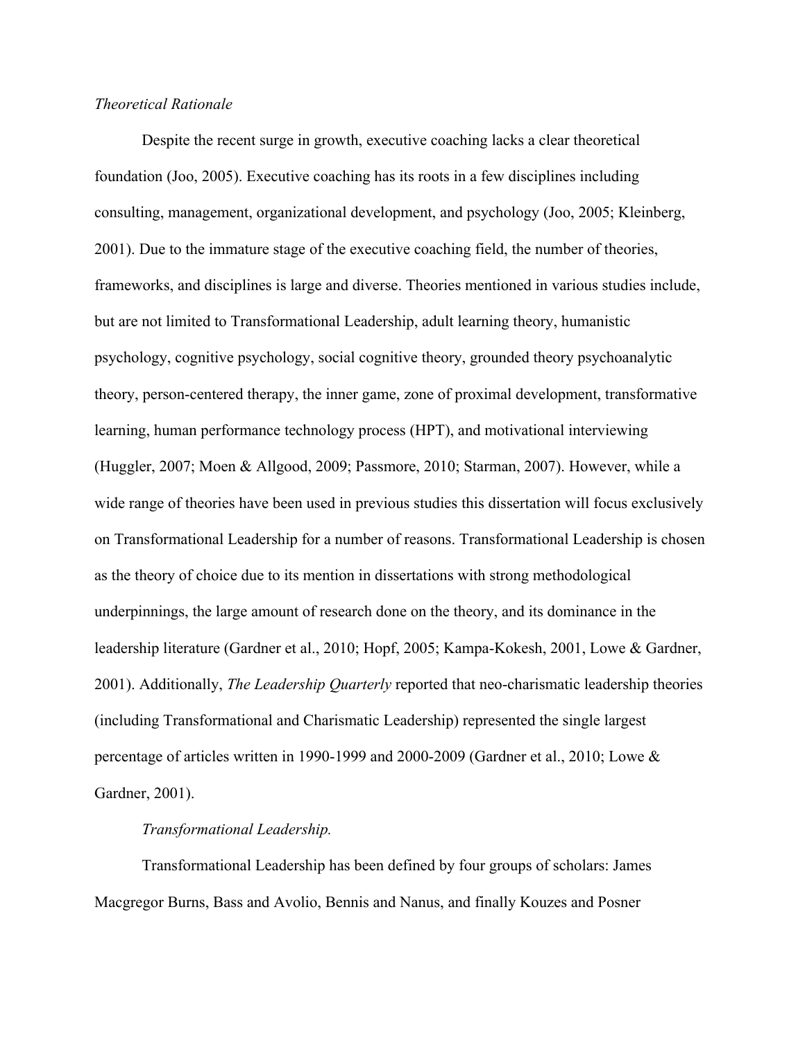*Theoretical Rationale*

Despite the recent surge in growth, executive coaching lacks a clear theoretical foundation (Joo, 2005). Executive coaching has its roots in a few disciplines including consulting, management, organizational development, and psychology (Joo, 2005; Kleinberg, 2001). Due to the immature stage of the executive coaching field, the number of theories, frameworks, and disciplines is large and diverse. Theories mentioned in various studies include, but are not limited to Transformational Leadership, adult learning theory, humanistic psychology, cognitive psychology, social cognitive theory, grounded theory psychoanalytic theory, person-centered therapy, the inner game, zone of proximal development, transformative learning, human performance technology process (HPT), and motivational interviewing (Huggler, 2007; Moen & Allgood, 2009; Passmore, 2010; Starman, 2007). However, while a wide range of theories have been used in previous studies this dissertation will focus exclusively on Transformational Leadership for a number of reasons. Transformational Leadership is chosen as the theory of choice due to its mention in dissertations with strong methodological underpinnings, the large amount of research done on the theory, and its dominance in the leadership literature (Gardner et al., 2010; Hopf, 2005; Kampa-Kokesh, 2001, Lowe & Gardner, 2001). Additionally, *The Leadership Quarterly* reported that neo-charismatic leadership theories (including Transformational and Charismatic Leadership) represented the single largest percentage of articles written in 1990-1999 and 2000-2009 (Gardner et al., 2010; Lowe & Gardner, 2001).

*Transformational Leadership.*

Transformational Leadership has been defined by four groups of scholars: James Macgregor Burns, Bass and Avolio, Bennis and Nanus, and finally Kouzes and Posner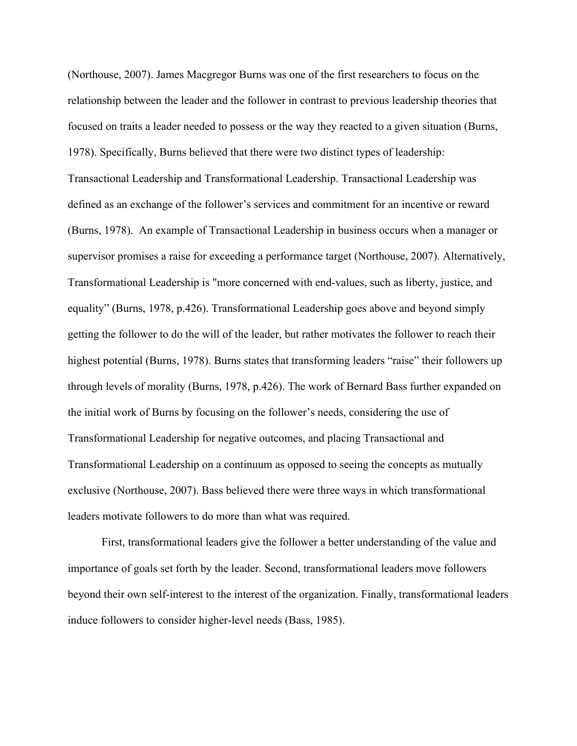(Northouse, 2007). James Macgregor Burns was one of the first researchers to focus on the relationship between the leader and the follower in contrast to previous leadership theories that focused on traits a leader needed to possess or the way they reacted to a given situation (Burns, 1978). Specifically, Burns believed that there were two distinct types of leadership: Transactional Leadership and Transformational Leadership. Transactional Leadership was defined as an exchange of the follower's services and commitment for an incentive or reward (Burns, 1978). An example of Transactional Leadership in business occurs when a manager or supervisor promises a raise for exceeding a performance target (Northouse, 2007). Alternatively, Transformational Leadership is "more concerned with end-values, such as liberty, justice, and equality" (Burns, 1978, p.426). Transformational Leadership goes above and beyond simply getting the follower to do the will of the leader, but rather motivates the follower to reach their highest potential (Burns, 1978). Burns states that transforming leaders "raise" their followers up through levels of morality (Burns, 1978, p.426). The work of Bernard Bass further expanded on the initial work of Burns by focusing on the follower's needs, considering the use of Transformational Leadership for negative outcomes, and placing Transactional and Transformational Leadership on a continuum as opposed to seeing the concepts as mutually exclusive (Northouse, 2007). Bass believed there were three ways in which transformational leaders motivate followers to do more than what was required.

First, transformational leaders give the follower a better understanding of the value and importance of goals set forth by the leader. Second, transformational leaders move followers beyond their own self-interest to the interest of the organization. Finally, transformational leaders induce followers to consider higher-level needs (Bass, 1985).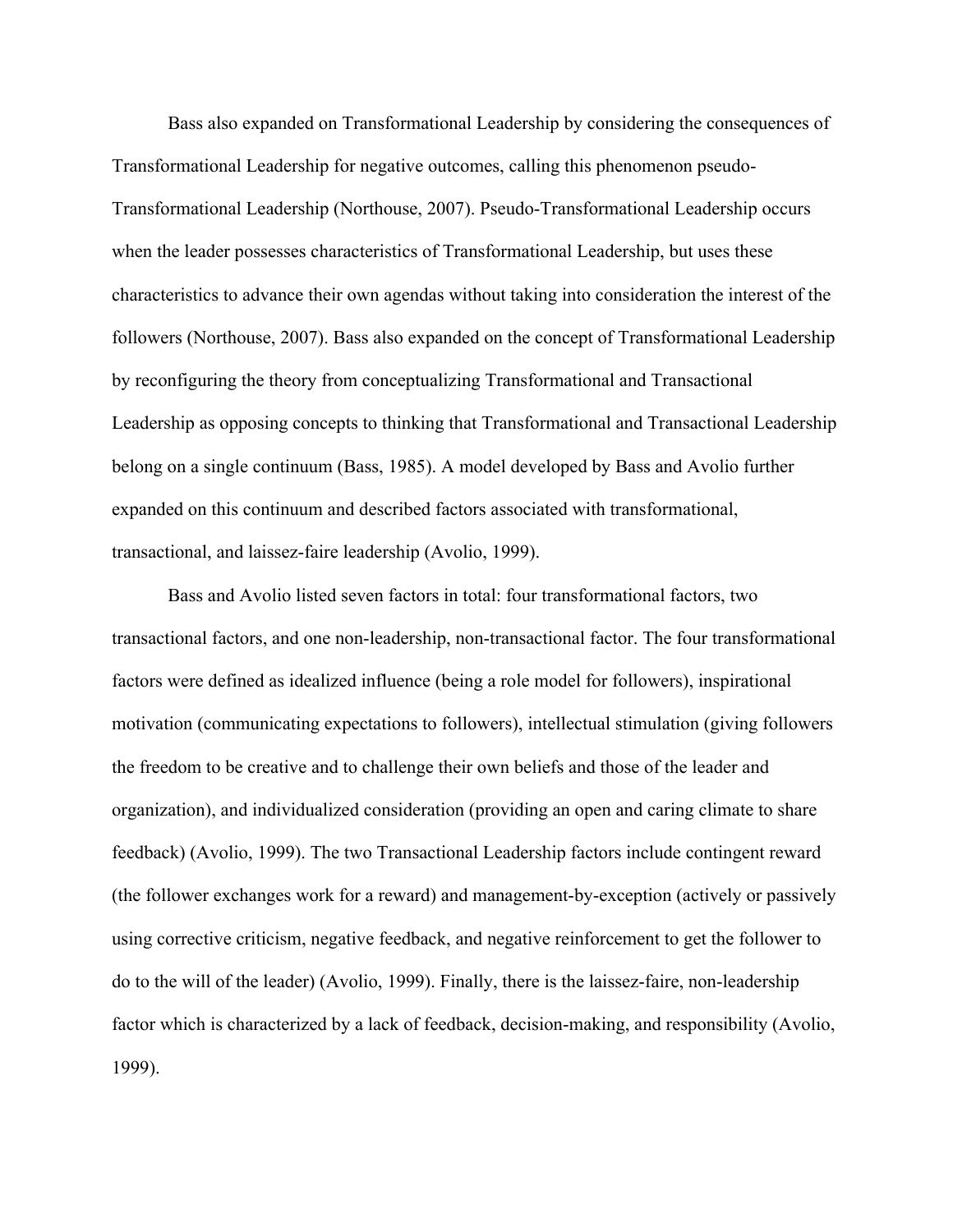Bass also expanded on Transformational Leadership by considering the consequences of Transformational Leadership for negative outcomes, calling this phenomenon pseudo-Transformational Leadership (Northouse, 2007). Pseudo-Transformational Leadership occurs when the leader possesses characteristics of Transformational Leadership, but uses these characteristics to advance their own agendas without taking into consideration the interest of the followers (Northouse, 2007). Bass also expanded on the concept of Transformational Leadership by reconfiguring the theory from conceptualizing Transformational and Transactional Leadership as opposing concepts to thinking that Transformational and Transactional Leadership belong on a single continuum (Bass, 1985). A model developed by Bass and Avolio further expanded on this continuum and described factors associated with transformational, transactional, and laissez-faire leadership (Avolio, 1999).

Bass and Avolio listed seven factors in total: four transformational factors, two transactional factors, and one non-leadership, non-transactional factor. The four transformational factors were defined as idealized influence (being a role model for followers), inspirational motivation (communicating expectations to followers), intellectual stimulation (giving followers the freedom to be creative and to challenge their own beliefs and those of the leader and organization), and individualized consideration (providing an open and caring climate to share feedback) (Avolio, 1999). The two Transactional Leadership factors include contingent reward (the follower exchanges work for a reward) and management-by-exception (actively or passively using corrective criticism, negative feedback, and negative reinforcement to get the follower to do to the will of the leader) (Avolio, 1999). Finally, there is the laissez-faire, non-leadership factor which is characterized by a lack of feedback, decision-making, and responsibility (Avolio, 1999).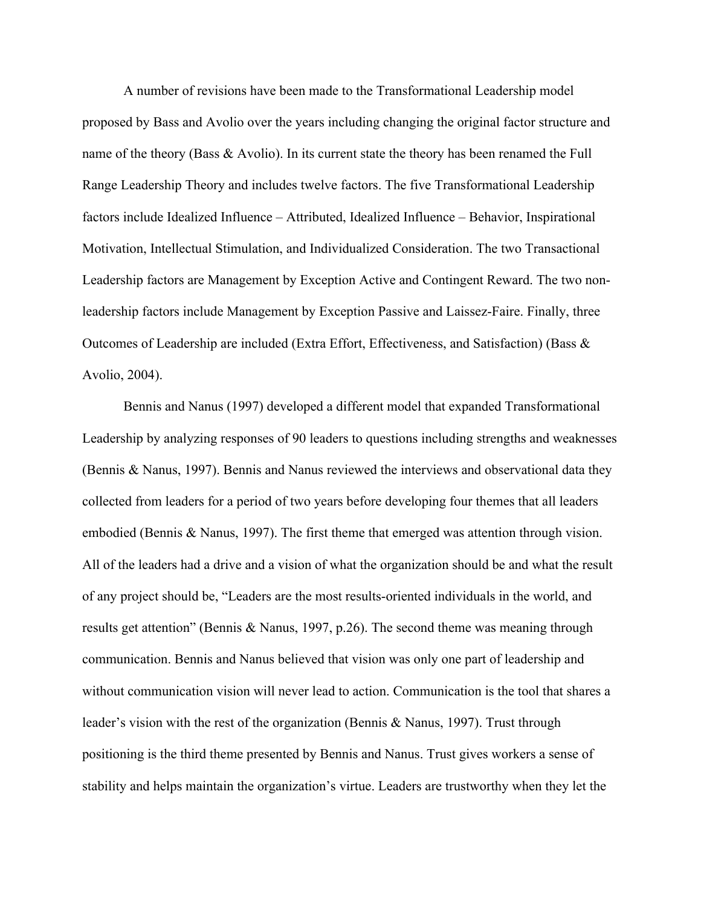A number of revisions have been made to the Transformational Leadership model proposed by Bass and Avolio over the years including changing the original factor structure and name of the theory (Bass & Avolio). In its current state the theory has been renamed the Full Range Leadership Theory and includes twelve factors. The five Transformational Leadership factors include Idealized Influence – Attributed, Idealized Influence – Behavior, Inspirational Motivation, Intellectual Stimulation, and Individualized Consideration. The two Transactional Leadership factors are Management by Exception Active and Contingent Reward. The two non-leadership factors include Management by Exception Passive and Laissez-Faire. Finally, three Outcomes of Leadership are included (Extra Effort, Effectiveness, and Satisfaction) (Bass & Avolio, 2004).

Bennis and Nanus (1997) developed a different model that expanded Transformational Leadership by analyzing responses of 90 leaders to questions including strengths and weaknesses (Bennis & Nanus, 1997). Bennis and Nanus reviewed the interviews and observational data they collected from leaders for a period of two years before developing four themes that all leaders embodied (Bennis & Nanus, 1997). The first theme that emerged was attention through vision. All of the leaders had a drive and a vision of what the organization should be and what the result of any project should be, "Leaders are the most results-oriented individuals in the world, and results get attention" (Bennis & Nanus, 1997, p.26). The second theme was meaning through communication. Bennis and Nanus believed that vision was only one part of leadership and without communication vision will never lead to action. Communication is the tool that shares a leader's vision with the rest of the organization (Bennis & Nanus, 1997). Trust through positioning is the third theme presented by Bennis and Nanus. Trust gives workers a sense of stability and helps maintain the organization's virtue. Leaders are trustworthy when they let the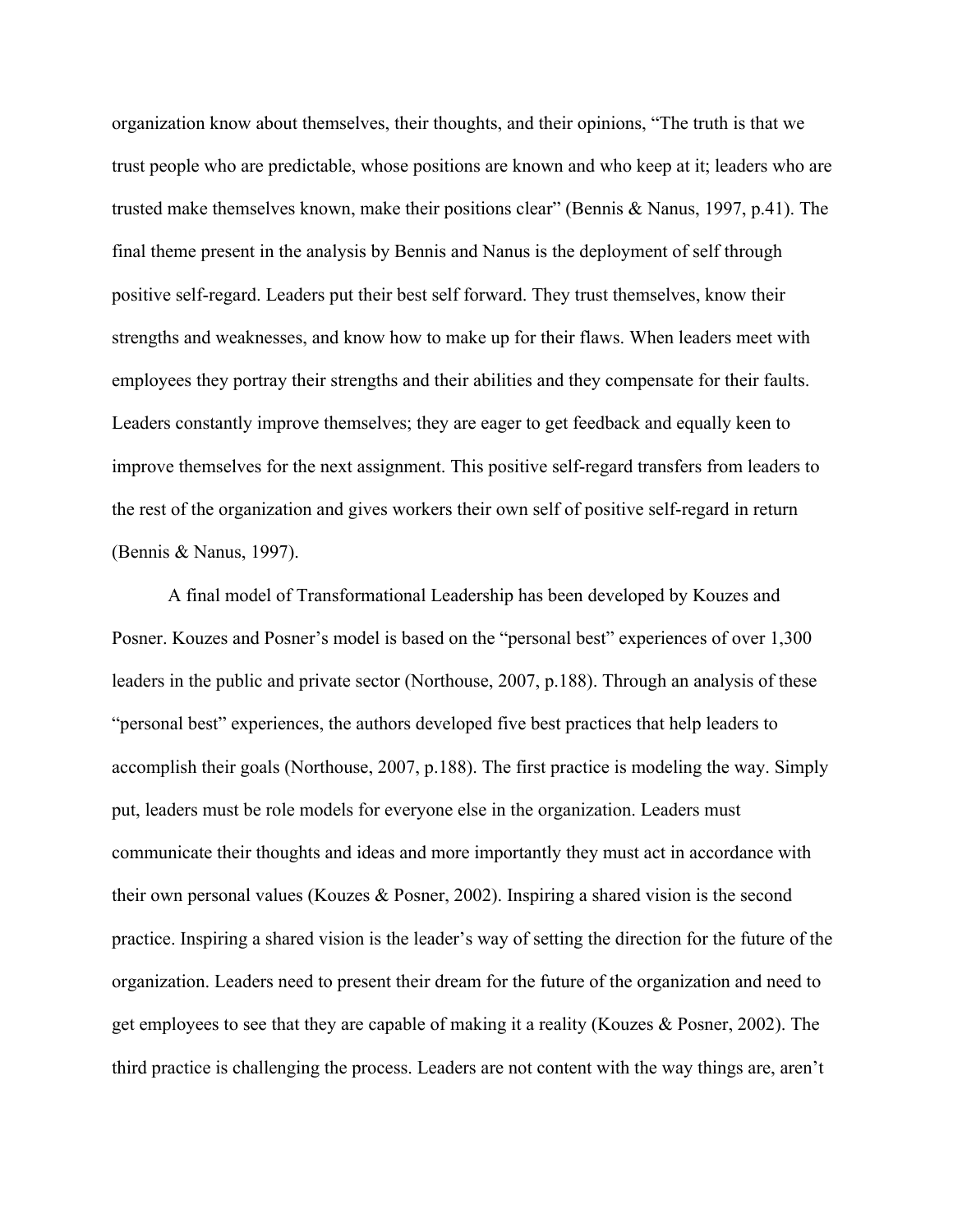organization know about themselves, their thoughts, and their opinions, "The truth is that we trust people who are predictable, whose positions are known and who keep at it; leaders who are trusted make themselves known, make their positions clear" (Bennis & Nanus, 1997, p.41). The final theme present in the analysis by Bennis and Nanus is the deployment of self through positive self-regard. Leaders put their best self forward. They trust themselves, know their strengths and weaknesses, and know how to make up for their flaws. When leaders meet with employees they portray their strengths and their abilities and they compensate for their faults. Leaders constantly improve themselves; they are eager to get feedback and equally keen to improve themselves for the next assignment. This positive self-regard transfers from leaders to the rest of the organization and gives workers their own self of positive self-regard in return (Bennis & Nanus, 1997).

A final model of Transformational Leadership has been developed by Kouzes and Posner. Kouzes and Posner's model is based on the "personal best" experiences of over 1,300 leaders in the public and private sector (Northouse, 2007, p.188). Through an analysis of these "personal best" experiences, the authors developed five best practices that help leaders to accomplish their goals (Northouse, 2007, p.188). The first practice is modeling the way. Simply put, leaders must be role models for everyone else in the organization. Leaders must communicate their thoughts and ideas and more importantly they must act in accordance with their own personal values (Kouzes & Posner, 2002). Inspiring a shared vision is the second practice. Inspiring a shared vision is the leader's way of setting the direction for the future of the organization. Leaders need to present their dream for the future of the organization and need to get employees to see that they are capable of making it a reality (Kouzes & Posner, 2002). The third practice is challenging the process. Leaders are not content with the way things are, aren't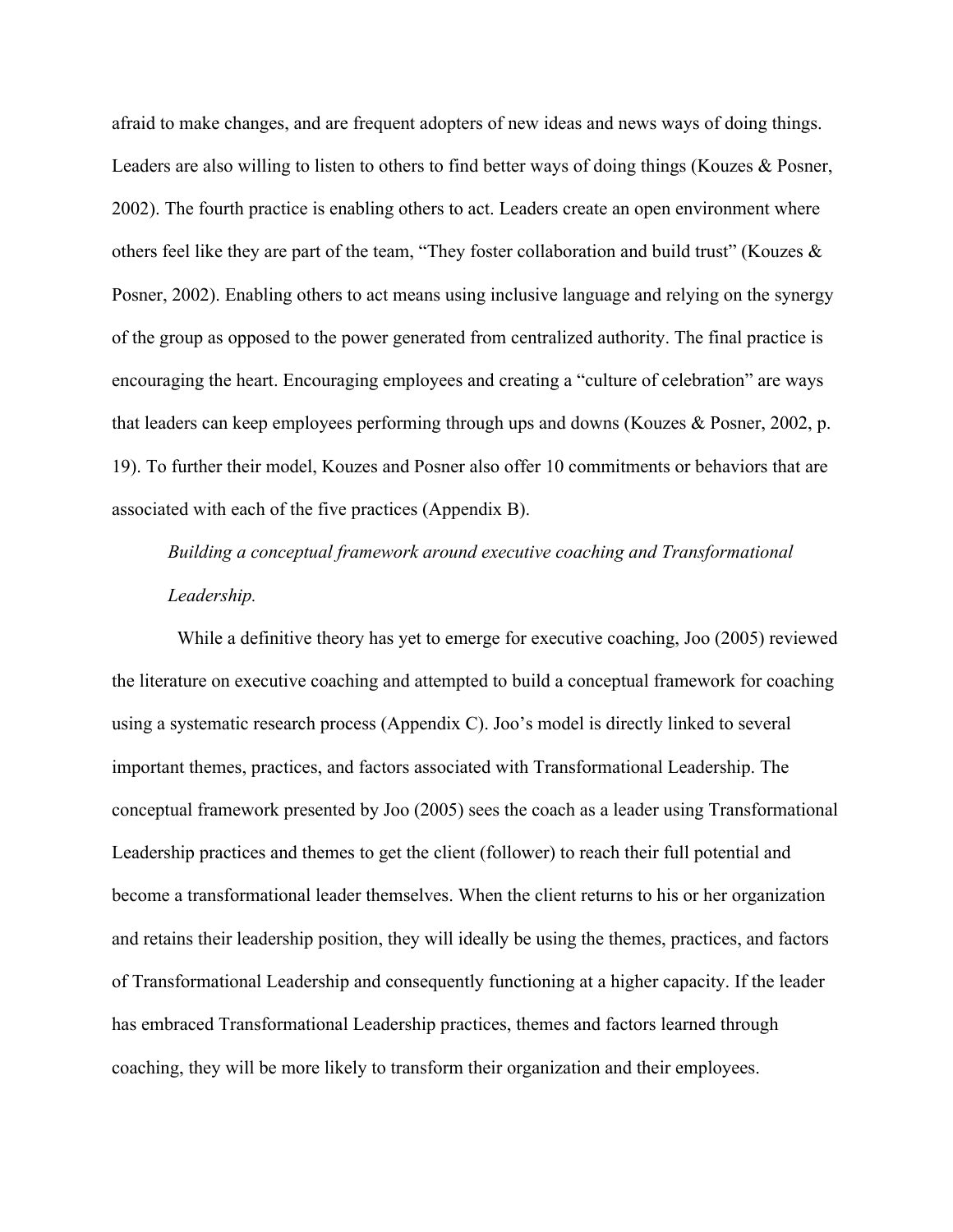afraid to make changes, and are frequent adopters of new ideas and news ways of doing things. Leaders are also willing to listen to others to find better ways of doing things (Kouzes & Posner, 2002). The fourth practice is enabling others to act. Leaders create an open environment where others feel like they are part of the team, "They foster collaboration and build trust" (Kouzes & Posner, 2002). Enabling others to act means using inclusive language and relying on the synergy of the group as opposed to the power generated from centralized authority. The final practice is encouraging the heart. Encouraging employees and creating a "culture of celebration" are ways that leaders can keep employees performing through ups and downs (Kouzes & Posner, 2002, p. 19). To further their model, Kouzes and Posner also offer 10 commitments or behaviors that are associated with each of the five practices (Appendix B).

*Building a conceptual framework around executive coaching and Transformational Leadership.*

While a definitive theory has yet to emerge for executive coaching, Joo (2005) reviewed the literature on executive coaching and attempted to build a conceptual framework for coaching using a systematic research process (Appendix C). Joo's model is directly linked to several important themes, practices, and factors associated with Transformational Leadership. The conceptual framework presented by Joo (2005) sees the coach as a leader using Transformational Leadership practices and themes to get the client (follower) to reach their full potential and become a transformational leader themselves. When the client returns to his or her organization and retains their leadership position, they will ideally be using the themes, practices, and factors of Transformational Leadership and consequently functioning at a higher capacity. If the leader has embraced Transformational Leadership practices, themes and factors learned through coaching, they will be more likely to transform their organization and their employees.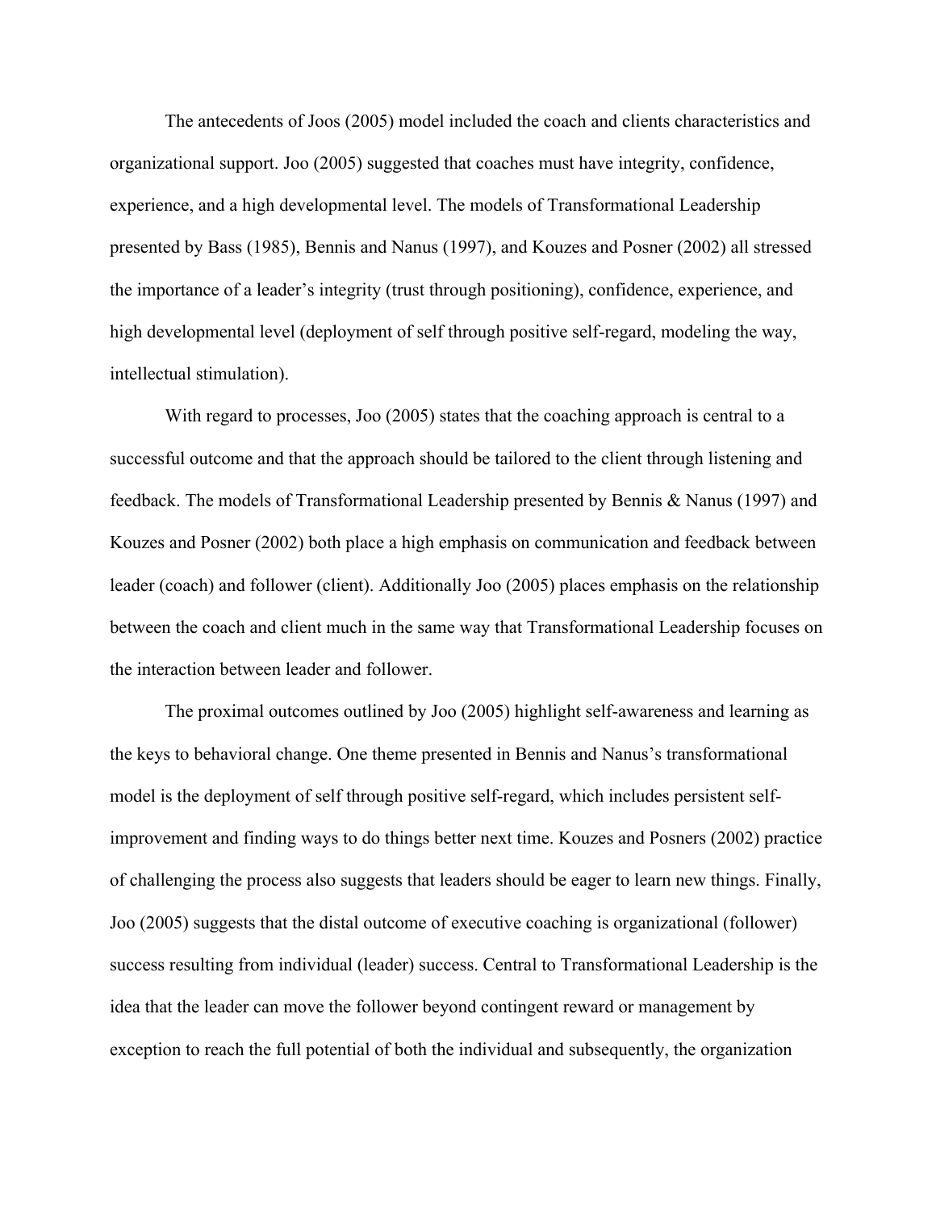The antecedents of Joos (2005) model included the coach and clients characteristics and organizational support. Joo (2005) suggested that coaches must have integrity, confidence, experience, and a high developmental level. The models of Transformational Leadership presented by Bass (1985), Bennis and Nanus (1997), and Kouzes and Posner (2002) all stressed the importance of a leader's integrity (trust through positioning), confidence, experience, and high developmental level (deployment of self through positive self-regard, modeling the way, intellectual stimulation).

With regard to processes, Joo (2005) states that the coaching approach is central to a successful outcome and that the approach should be tailored to the client through listening and feedback. The models of Transformational Leadership presented by Bennis & Nanus (1997) and Kouzes and Posner (2002) both place a high emphasis on communication and feedback between leader (coach) and follower (client). Additionally Joo (2005) places emphasis on the relationship between the coach and client much in the same way that Transformational Leadership focuses on the interaction between leader and follower.

The proximal outcomes outlined by Joo (2005) highlight self-awareness and learning as the keys to behavioral change. One theme presented in Bennis and Nanus's transformational model is the deployment of self through positive self-regard, which includes persistent self-improvement and finding ways to do things better next time. Kouzes and Posners (2002) practice of challenging the process also suggests that leaders should be eager to learn new things. Finally, Joo (2005) suggests that the distal outcome of executive coaching is organizational (follower) success resulting from individual (leader) success. Central to Transformational Leadership is the idea that the leader can move the follower beyond contingent reward or management by exception to reach the full potential of both the individual and subsequently, the organization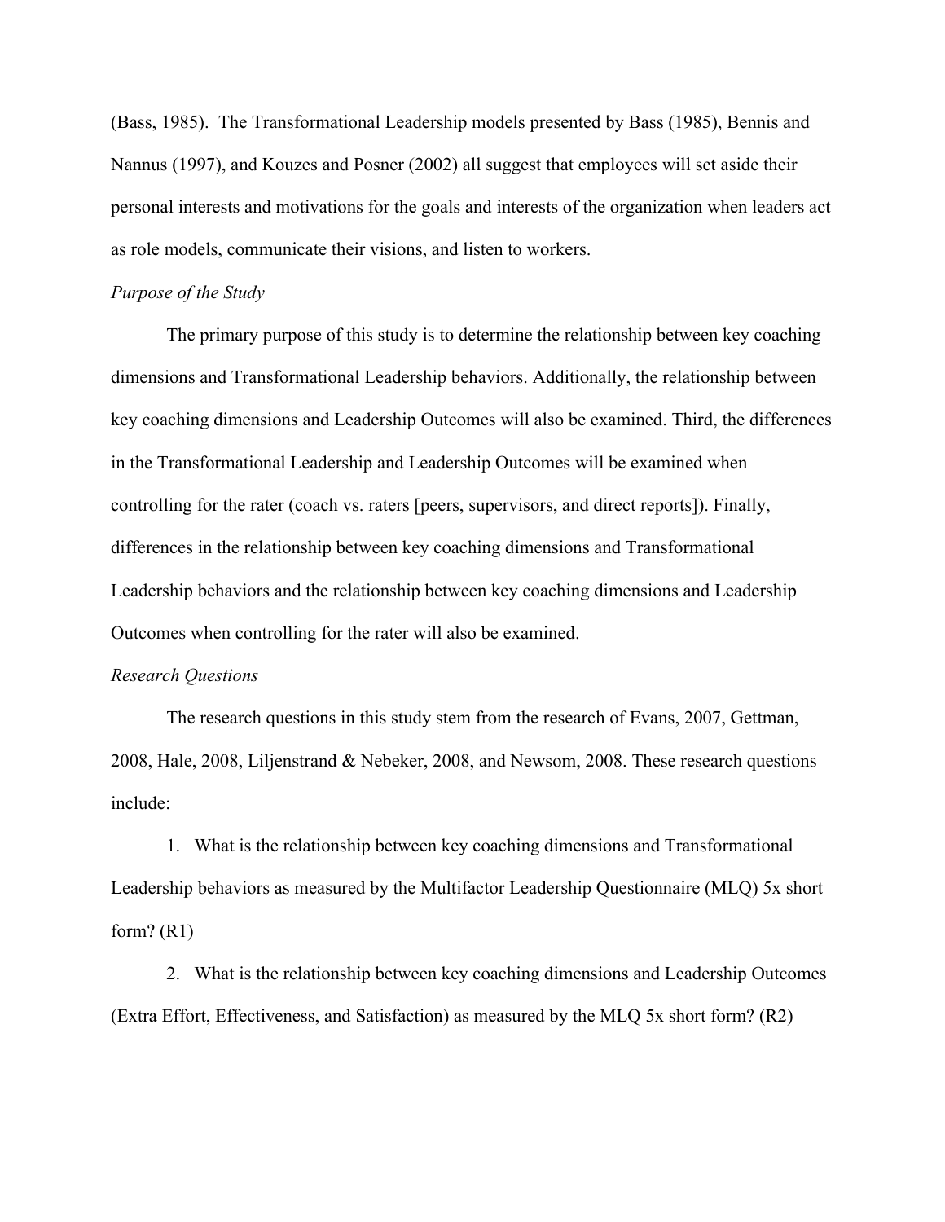(Bass, 1985). The Transformational Leadership models presented by Bass (1985), Bennis and Nannus (1997), and Kouzes and Posner (2002) all suggest that employees will set aside their personal interests and motivations for the goals and interests of the organization when leaders act as role models, communicate their visions, and listen to workers.

*Purpose of the Study*

The primary purpose of this study is to determine the relationship between key coaching dimensions and Transformational Leadership behaviors. Additionally, the relationship between key coaching dimensions and Leadership Outcomes will also be examined. Third, the differences in the Transformational Leadership and Leadership Outcomes will be examined when controlling for the rater (coach vs. raters [peers, supervisors, and direct reports]). Finally, differences in the relationship between key coaching dimensions and Transformational Leadership behaviors and the relationship between key coaching dimensions and Leadership Outcomes when controlling for the rater will also be examined.

*Research Questions*

The research questions in this study stem from the research of Evans, 2007, Gettman, 2008, Hale, 2008, Liljenstrand & Nebeker, 2008, and Newsom, 2008. These research questions include:

1. What is the relationship between key coaching dimensions and Transformational Leadership behaviors as measured by the Multifactor Leadership Questionnaire (MLQ) 5x short form? (R1)

2. What is the relationship between key coaching dimensions and Leadership Outcomes (Extra Effort, Effectiveness, and Satisfaction) as measured by the MLQ 5x short form? (R2)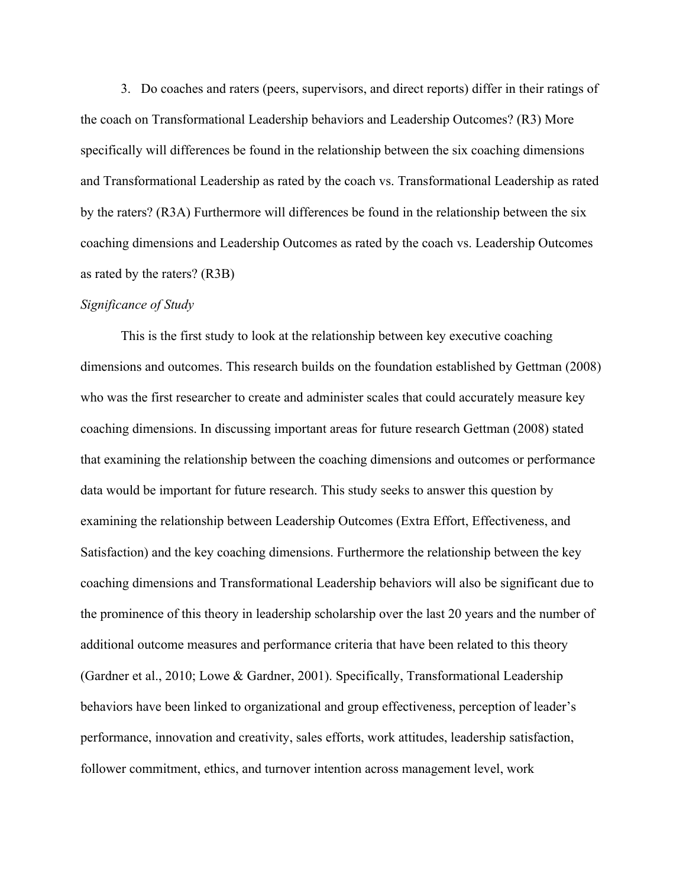3. Do coaches and raters (peers, supervisors, and direct reports) differ in their ratings of the coach on Transformational Leadership behaviors and Leadership Outcomes? (R3) More specifically will differences be found in the relationship between the six coaching dimensions and Transformational Leadership as rated by the coach vs. Transformational Leadership as rated by the raters? (R3A) Furthermore will differences be found in the relationship between the six coaching dimensions and Leadership Outcomes as rated by the coach vs. Leadership Outcomes as rated by the raters? (R3B)

*Significance of Study*

This is the first study to look at the relationship between key executive coaching dimensions and outcomes. This research builds on the foundation established by Gettman (2008) who was the first researcher to create and administer scales that could accurately measure key coaching dimensions. In discussing important areas for future research Gettman (2008) stated that examining the relationship between the coaching dimensions and outcomes or performance data would be important for future research. This study seeks to answer this question by examining the relationship between Leadership Outcomes (Extra Effort, Effectiveness, and Satisfaction) and the key coaching dimensions. Furthermore the relationship between the key coaching dimensions and Transformational Leadership behaviors will also be significant due to the prominence of this theory in leadership scholarship over the last 20 years and the number of additional outcome measures and performance criteria that have been related to this theory (Gardner et al., 2010; Lowe & Gardner, 2001). Specifically, Transformational Leadership behaviors have been linked to organizational and group effectiveness, perception of leader's performance, innovation and creativity, sales efforts, work attitudes, leadership satisfaction, follower commitment, ethics, and turnover intention across management level, work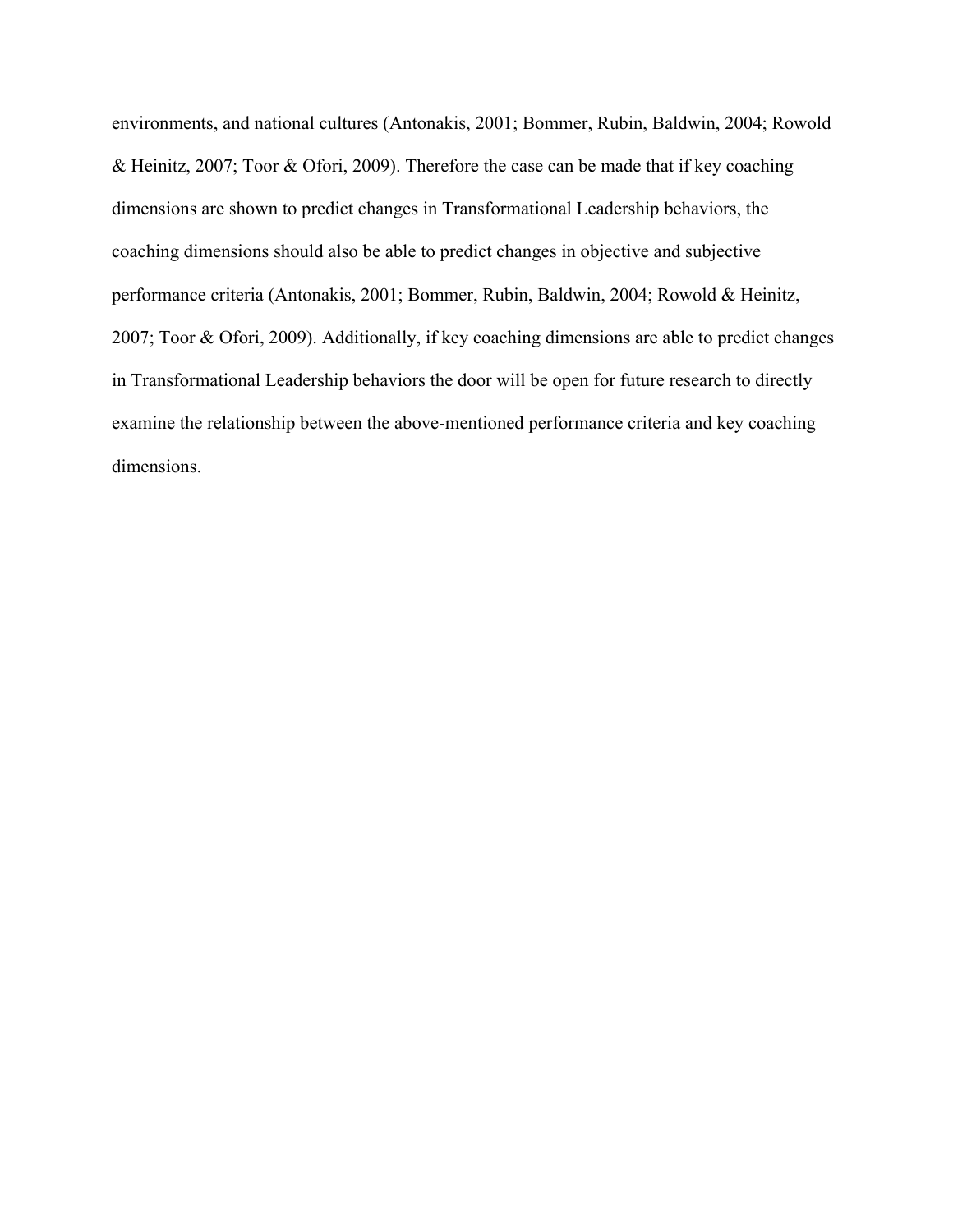environments, and national cultures (Antonakis, 2001; Bommer, Rubin, Baldwin, 2004; Rowold & Heinitz, 2007; Toor & Ofori, 2009). Therefore the case can be made that if key coaching dimensions are shown to predict changes in Transformational Leadership behaviors, the coaching dimensions should also be able to predict changes in objective and subjective performance criteria (Antonakis, 2001; Bommer, Rubin, Baldwin, 2004; Rowold & Heinitz, 2007; Toor & Ofori, 2009). Additionally, if key coaching dimensions are able to predict changes in Transformational Leadership behaviors the door will be open for future research to directly examine the relationship between the above-mentioned performance criteria and key coaching dimensions.